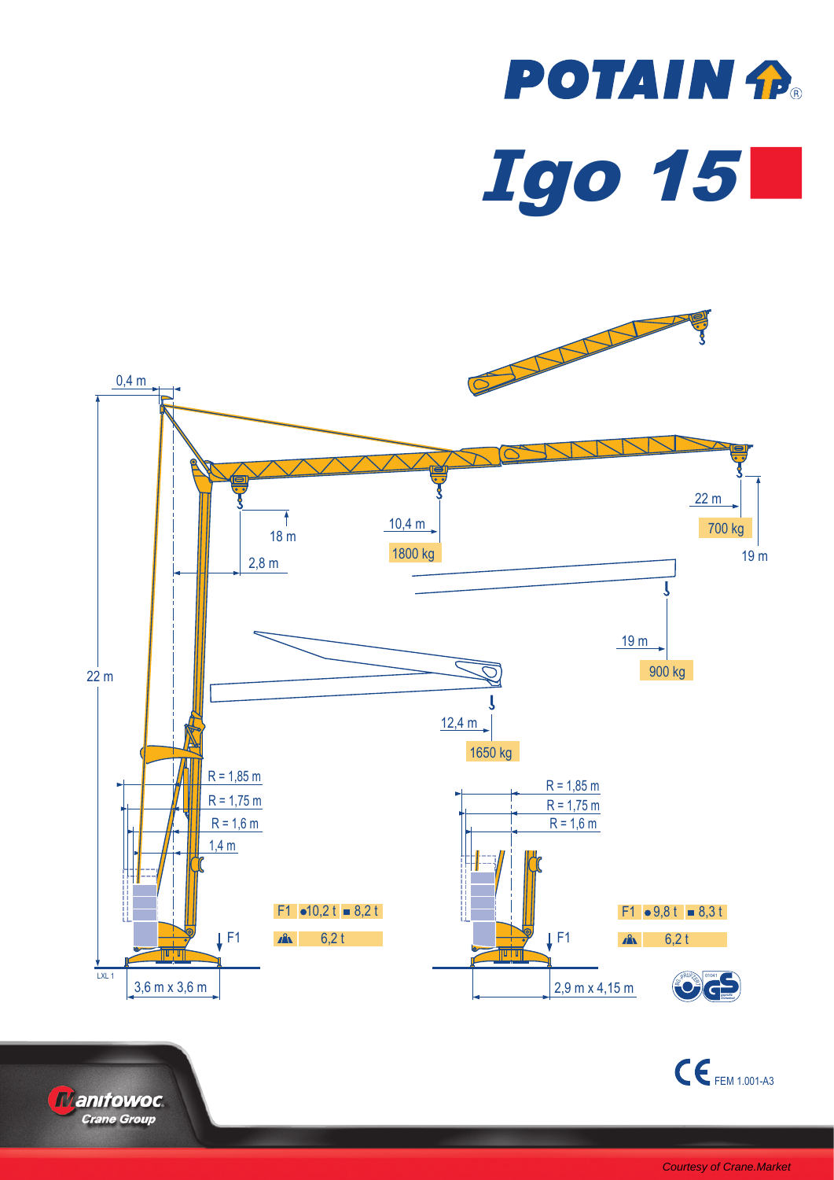# POTAIN

# Igo 15

0,4 m

22 m

18 m

2,8 m

10,4 m

1800 kg

22 m

700 kg

19 m

19 m

900 kg

12,4 m

1650 kg

R = 1,85 m

R = 1,75 m

R = 1,6 m

1,4 m

F1 ●10,2 t ■ 8,2 t

6,2 t

LXL 1

3,6 m x 3,6 m

R = 1,85 m

R = 1,75 m

R = 1,6 m

F1 ●9,8 t ■ 8,3 t

6,2 t

2,9 m x 4,15 m

CE FEM 1.001-A3

Manitowoc Crane Group

*Courtesy of Crane.Market*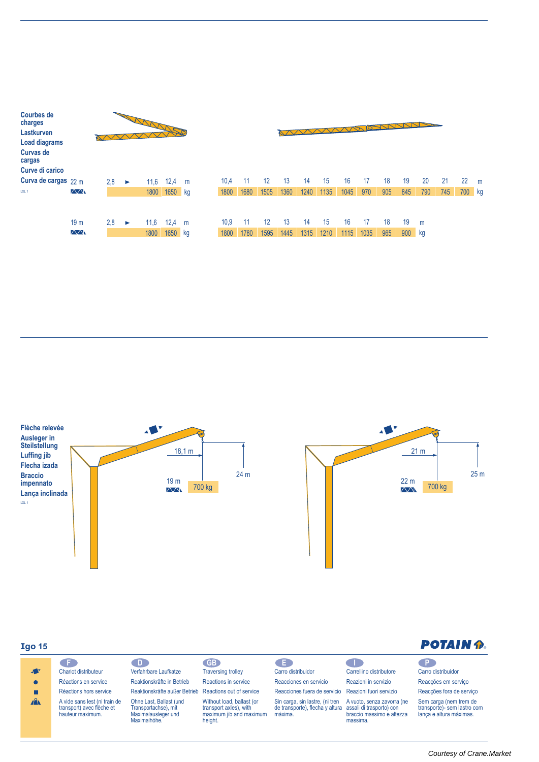**Courbes de charges**
**Lastkurven**
**Load diagrams**
**Curvas de cargas**
**Curve di carico**
**Curva de cargas**

LXL 1

| 22 m | 2,8 | ► | 11,6 | 12,4 | m | 10,4 | 11 | 12 | 13 | 14 | 15 | 16 | 17 | 18 | 19 | 20 | 21 | 22 | m |
|---|---|---|---|---|---|---|---|---|---|---|---|---|---|---|---|---|---|---|---|
| | | | 1800 | 1650 | kg | 1800 | 1680 | 1505 | 1360 | 1240 | 1135 | 1045 | 970 | 905 | 845 | 790 | 745 | 700 | kg |

| 19 m | 2,8 | ► | 11,6 | 12,4 | m | 10,9 | 11 | 12 | 13 | 14 | 15 | 16 | 17 | 18 | 19 | m |
|---|---|---|---|---|---|---|---|---|---|---|---|---|---|---|---|---|
| | | | 1800 | 1650 | kg | 1800 | 1780 | 1595 | 1445 | 1315 | 1210 | 1115 | 1035 | 965 | 900 | kg |

**Flèche relevée**
**Ausleger in Steilstellung**
**Luffing jib**
**Flecha izada**
**Braccio impennato**
**Lança inclinada**

LXL 1

18,1 m — 24 m — 19 m — 700 kg

21 m — 25 m — 22 m — 700 kg

**Igo 15**

POTAIN

| | F | D | GB | E | I | P |
|---|---|---|---|---|---|---|
| | Chariot distributeur | Verfahrbare Laufkatze | Traversing trolley | Carro distribuidor | Carrellino distributore | Carro distribuidor |
| ● | Réactions en service | Reaktionskräfte in Betrieb | Reactions in service | Reacciones en servicio | Reazioni in servizio | Reacções em serviço |
| ■ | Réactions hors service | Reaktionskräfte außer Betrieb | Reactions out of service | Reacciones fuera de servicio | Reazioni fuori servizio | Reacções fora de serviço |
| | A vide sans lest (ni train de transport) avec flèche et hauteur maximum. | Ohne Last, Ballast (und Transportachse), mit Maximalausleger und Maximalhöhe. | Without load, ballast (or transport axles), with maximum jib and maximum height. | Sin carga, sin lastre, (ni tren de transporte), flecha y altura máxima. | A vuoto, senza zavorra (ne assali di trasporto) con braccio massimo e altezza massima. | Sem carga (nem trem de transporte)- sem lastro com lança e altura máximas. |

*Courtesy of Crane.Market*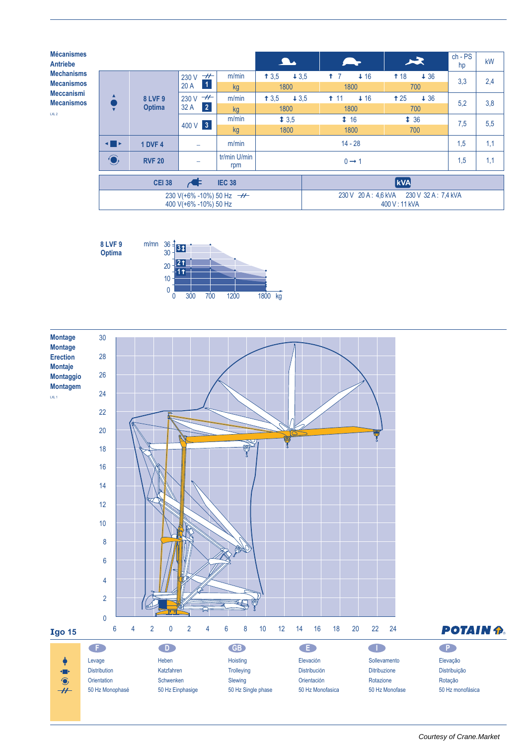**Mécanismes**
**Antriebe**
**Mechanisms**
**Mecanismos**
**Meccanismi**
**Mecanismos**

LXL 2

| | | | | 🐌 | | 🐢 | | 🐇 | | ch - PS hp | kW |
|---|---|---|---|---|---|---|---|---|---|---|---|
| ⬍ | 8 LVF 9 Optima | 230 V 20 A **1** | m/min | ↑ 3,5 | ↓ 3,5 | ↑ 7 | ↓ 16 | ↑ 18 | ↓ 36 | 3,3 | 2,4 |
| | | | kg | 1800 | | 1800 | | 700 | | | |
| | | 230 V 32 A **2** | m/min | ↑ 3,5 | ↓ 3,5 | ↑ 11 | ↓ 16 | ↑ 25 | ↓ 36 | 5,2 | 3,8 |
| | | | kg | 1800 | | 1800 | | 700 | | | |
| | | 400 V **3** | m/min | ↕ 3,5 | | ↕ 16 | | ↕ 36 | | 7,5 | 5,5 |
| | | | kg | 1800 | | 1800 | | 700 | | | |
| ◂■▸ | 1 DVF 4 | – | m/min | 14 - 28 | | | | | | 1,5 | 1,1 |
| ⟳ | RVF 20 | – | tr/min U/min rpm | 0 → 1 | | | | | | 1,5 | 1,1 |

| CEI 38 — IEC 38 | kVA |
|---|---|
| 230 V(+6% -10%) 50 Hz<br>400 V(+6% -10%) 50 Hz | 230 V 20 A : 4,6 kVA 230 V 32 A : 7,4 kVA<br>400 V : 11 kVA |

**8 LVF 9**
**Optima**

m/mn: 36, 30, 20, 10, 0 — **3**↕, **2**↑, **1**↑ — 0, 300, 700, 1200, 1800 kg

**Montage**
**Montage**
**Erection**
**Montaje**
**Montaggio**
**Montagem**

LXL 1

**Igo 15**

**POTAIN**

| | F | D | GB | E | I | P |
|---|---|---|---|---|---|---|
| ⬍ | Levage | Heben | Hoisting | Elevación | Sollevamento | Elevação |
| ◂■▸ | Distribution | Katzfahren | Trolleying | Distribución | Ditribuzione | Distribuição |
| ⟳ | Orientation | Schwenken | Slewing | Orientación | Rotazione | Rotação |
| ⏦ | 50 Hz Monophasé | 50 Hz Einphasige | 50 Hz Single phase | 50 Hz Monofasica | 50 Hz Monofase | 50 Hz monofásica |

*Courtesy of Crane.Market*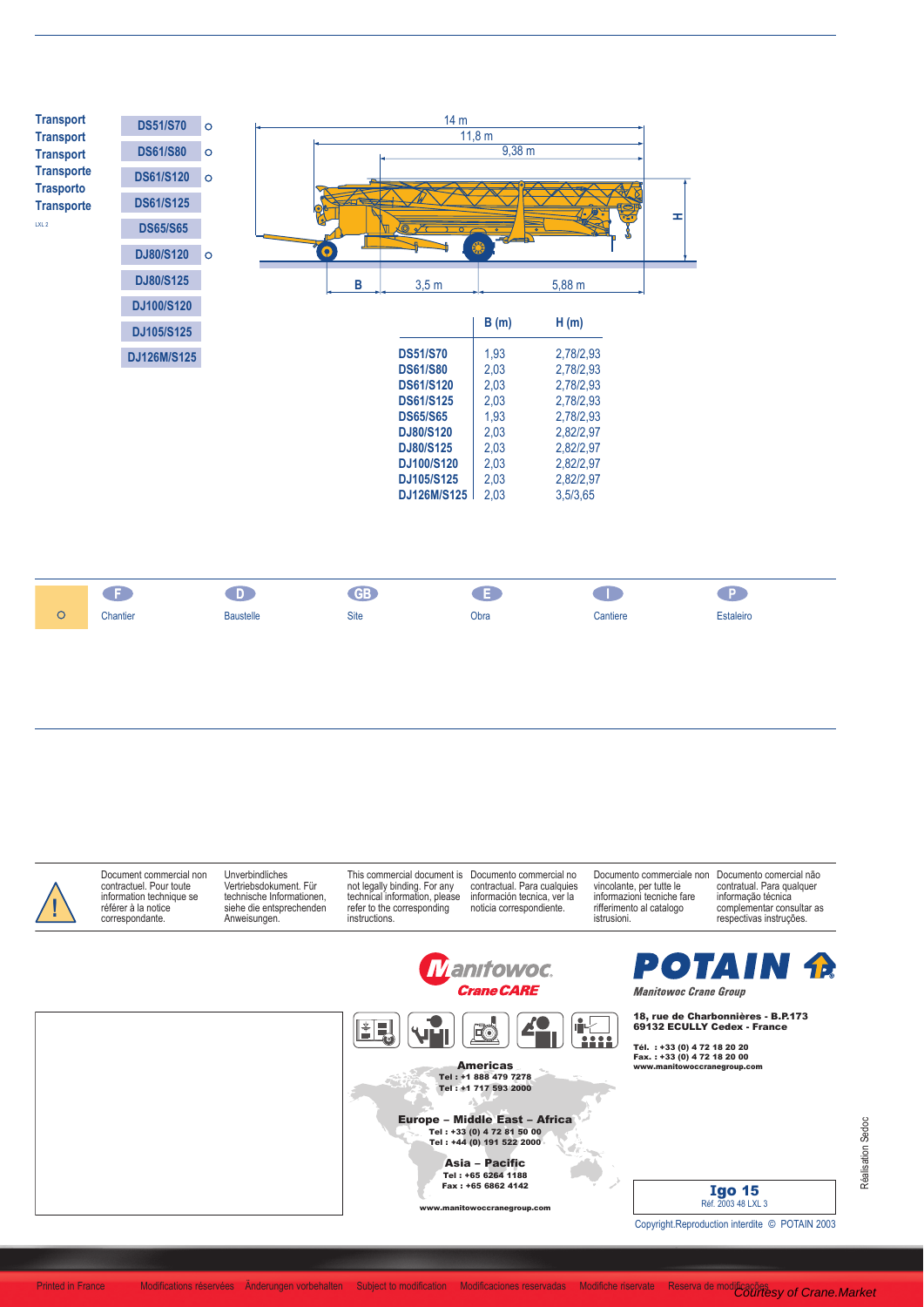Transport
Transport
Transport
Transporte
Trasporto
Transporte

LXL 2

| | |
|---|---|
| DS51/S70 | o |
| DS61/S80 | o |
| DS61/S120 | o |
| DS61/S125 | |
| DS65/S65 | |
| DJ80/S120 | o |
| DJ80/S125 | |
| DJ100/S120 | |
| DJ105/S125 | |
| DJ126M/S125 | |

14 m
11,8 m
9,38 m
H
B
3,5 m
5,88 m

| | B (m) | H (m) |
|---|---|---|
| DS51/S70 | 1,93 | 2,78/2,93 |
| DS61/S80 | 2,03 | 2,78/2,93 |
| DS61/S120 | 2,03 | 2,78/2,93 |
| DS61/S125 | 2,03 | 2,78/2,93 |
| DS65/S65 | 1,93 | 2,78/2,93 |
| DJ80/S120 | 2,03 | 2,82/2,97 |
| DJ80/S125 | 2,03 | 2,82/2,97 |
| DJ100/S120 | 2,03 | 2,82/2,97 |
| DJ105/S125 | 2,03 | 2,82/2,97 |
| DJ126M/S125 | 2,03 | 3,5/3,65 |

| | F | D | GB | E | I | P |
|---|---|---|---|---|---|---|
| o | Chantier | Baustelle | Site | Obra | Cantiere | Estaleiro |

Document commercial non contractuel. Pour toute information technique se référer à la notice correspondante.

Unverbindliches Vertriebsdokument. Für technische Informationen, siehe die entsprechenden Anweisungen.

This commercial document is not legally binding. For any technical information, please refer to the corresponding instructions.

Documento commercial no contractual. Para cualquies información tecnica, ver la noticia correspondiente.

Documento commerciale non vincolante, per tutte le informazioni tecniche fare rifferimento al catalogo istrusioni.

Documento comercial não contratual. Para qualquer informação técnica complementar consultar as respectivas instruções.

Manitowoc Crane CARE

Americas
Tel : +1 888 479 7278
Tel : +1 717 593 2000

Europe – Middle East – Africa
Tel : +33 (0) 4 72 81 50 00
Tel : +44 (0) 191 522 2000

Asia – Pacific
Tel : +65 6264 1188
Fax : +65 6862 4142

www.manitowoccranegroup.com

POTAIN
Manitowoc Crane Group

18, rue de Charbonnières - B.P.173
69132 ECULLY Cedex - France

Tél. : +33 (0) 4 72 18 20 20
Fax. : +33 (0) 4 72 18 20 00
www.manitowoccranegroup.com

**Igo 15**
Réf. 2003 48 LXL 3

Copyright.Reproduction interdite © POTAIN 2003

Réalisation Sedoc

Printed in France Modifications réservées Änderungen vorbehalten Subject to modification Modificaciones reservadas Modifiche riservate Reserva de modificações

Courtesy of Crane.Market